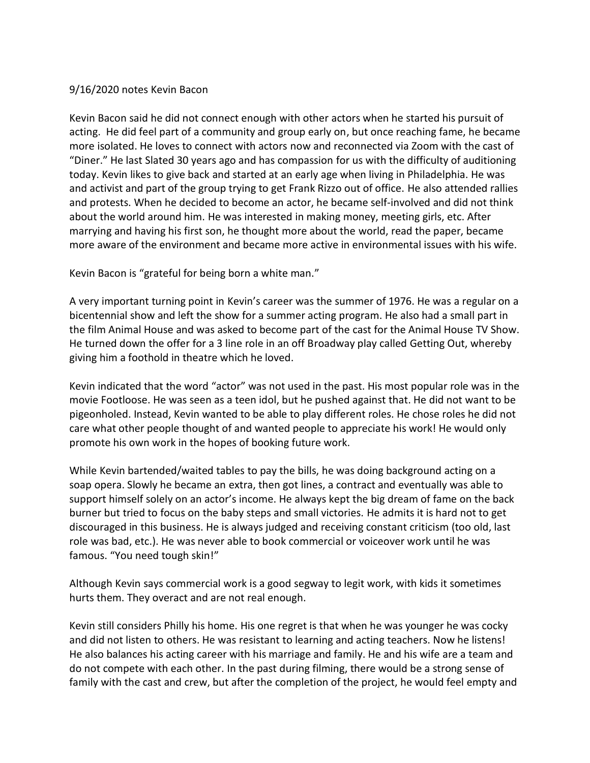9/16/2020 notes Kevin Bacon

Kevin Bacon said he did not connect enough with other actors when he started his pursuit of acting. He did feel part of a community and group early on, but once reaching fame, he became more isolated. He loves to connect with actors now and reconnected via Zoom with the cast of "Diner." He last Slated 30 years ago and has compassion for us with the difficulty of auditioning today. Kevin likes to give back and started at an early age when living in Philadelphia. He was and activist and part of the group trying to get Frank Rizzo out of office. He also attended rallies and protests. When he decided to become an actor, he became self-involved and did not think about the world around him. He was interested in making money, meeting girls, etc. After marrying and having his first son, he thought more about the world, read the paper, became more aware of the environment and became more active in environmental issues with his wife.

Kevin Bacon is "grateful for being born a white man."

A very important turning point in Kevin's career was the summer of 1976. He was a regular on a bicentennial show and left the show for a summer acting program. He also had a small part in the film Animal House and was asked to become part of the cast for the Animal House TV Show. He turned down the offer for a 3 line role in an off Broadway play called Getting Out, whereby giving him a foothold in theatre which he loved.

Kevin indicated that the word "actor" was not used in the past. His most popular role was in the movie Footloose. He was seen as a teen idol, but he pushed against that. He did not want to be pigeonholed. Instead, Kevin wanted to be able to play different roles. He chose roles he did not care what other people thought of and wanted people to appreciate his work! He would only promote his own work in the hopes of booking future work.

While Kevin bartended/waited tables to pay the bills, he was doing background acting on a soap opera. Slowly he became an extra, then got lines, a contract and eventually was able to support himself solely on an actor's income. He always kept the big dream of fame on the back burner but tried to focus on the baby steps and small victories. He admits it is hard not to get discouraged in this business. He is always judged and receiving constant criticism (too old, last role was bad, etc.). He was never able to book commercial or voiceover work until he was famous. "You need tough skin!"

Although Kevin says commercial work is a good segway to legit work, with kids it sometimes hurts them. They overact and are not real enough.

Kevin still considers Philly his home. His one regret is that when he was younger he was cocky and did not listen to others. He was resistant to learning and acting teachers. Now he listens! He also balances his acting career with his marriage and family. He and his wife are a team and do not compete with each other. In the past during filming, there would be a strong sense of family with the cast and crew, but after the completion of the project, he would feel empty and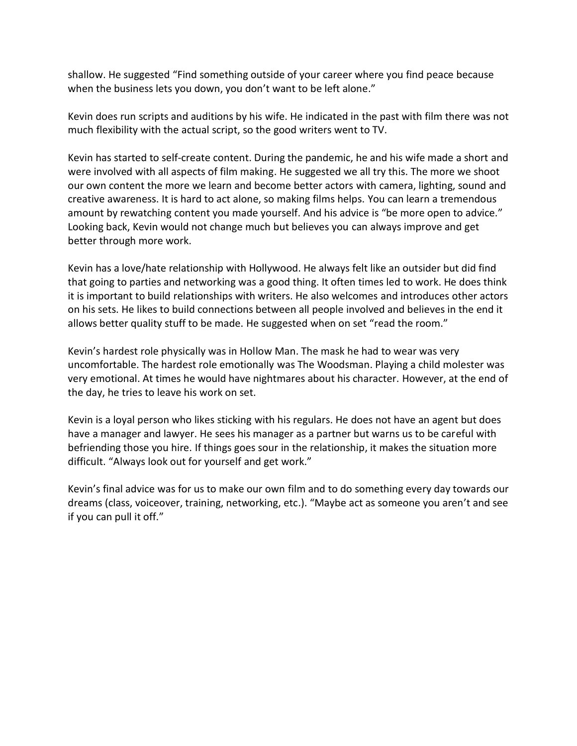shallow. He suggested "Find something outside of your career where you find peace because when the business lets you down, you don't want to be left alone."

Kevin does run scripts and auditions by his wife. He indicated in the past with film there was not much flexibility with the actual script, so the good writers went to TV.

Kevin has started to self-create content. During the pandemic, he and his wife made a short and were involved with all aspects of film making. He suggested we all try this. The more we shoot our own content the more we learn and become better actors with camera, lighting, sound and creative awareness. It is hard to act alone, so making films helps. You can learn a tremendous amount by rewatching content you made yourself. And his advice is "be more open to advice." Looking back, Kevin would not change much but believes you can always improve and get better through more work.

Kevin has a love/hate relationship with Hollywood. He always felt like an outsider but did find that going to parties and networking was a good thing. It often times led to work. He does think it is important to build relationships with writers. He also welcomes and introduces other actors on his sets. He likes to build connections between all people involved and believes in the end it allows better quality stuff to be made. He suggested when on set "read the room."

Kevin's hardest role physically was in Hollow Man. The mask he had to wear was very uncomfortable. The hardest role emotionally was The Woodsman. Playing a child molester was very emotional. At times he would have nightmares about his character. However, at the end of the day, he tries to leave his work on set.

Kevin is a loyal person who likes sticking with his regulars. He does not have an agent but does have a manager and lawyer. He sees his manager as a partner but warns us to be careful with befriending those you hire. If things goes sour in the relationship, it makes the situation more difficult. "Always look out for yourself and get work."

Kevin's final advice was for us to make our own film and to do something every day towards our dreams (class, voiceover, training, networking, etc.). "Maybe act as someone you aren't and see if you can pull it off."